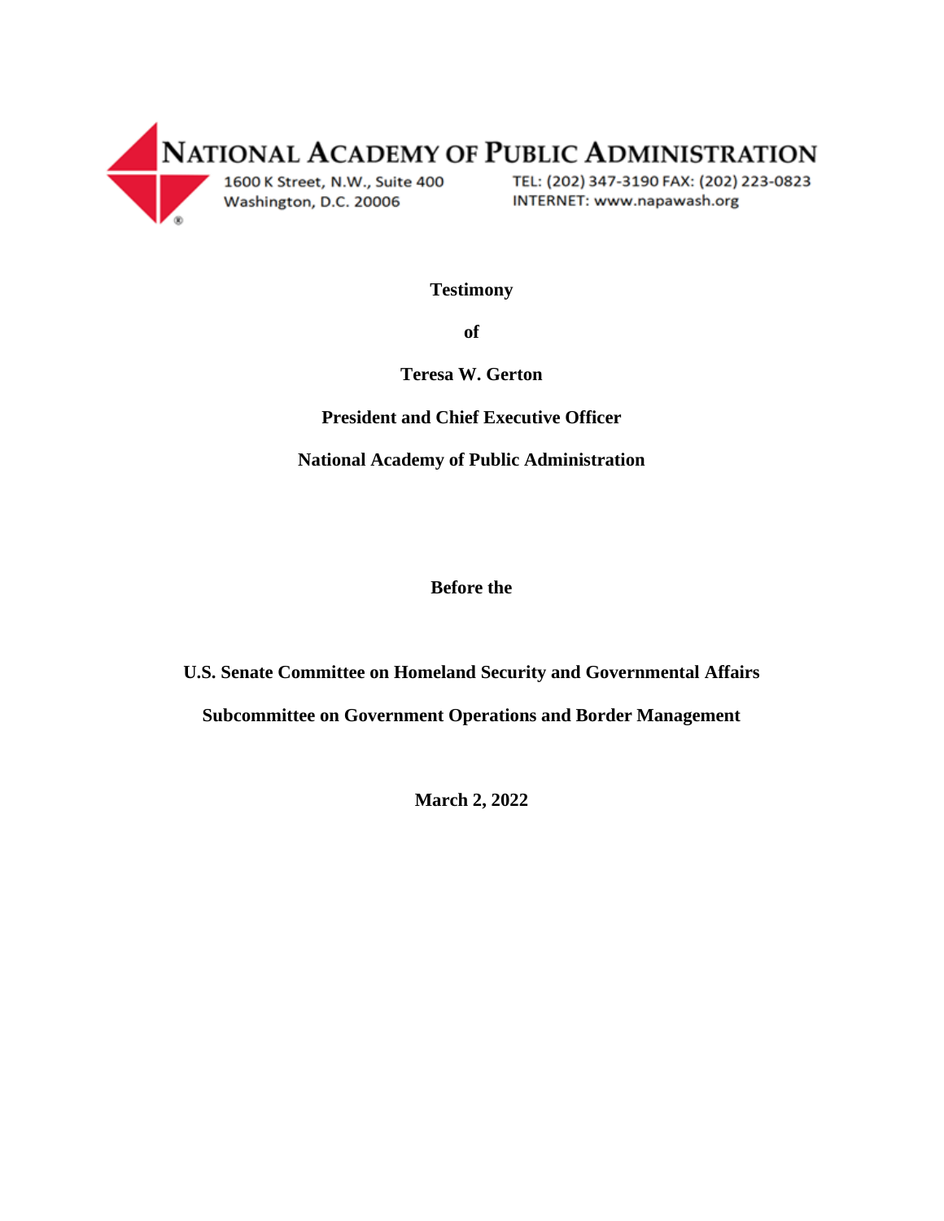NATIONAL ACADEMY OF PUBLIC ADMINISTRATION

1600 K Street, N.W., Suite 400
Washington, D.C. 20006

TEL: (202) 347-3190 FAX: (202) 223-0823
INTERNET: www.napawash.org

**Testimony**

**of**

**Teresa W. Gerton**

**President and Chief Executive Officer**

**National Academy of Public Administration**

**Before the**

**U.S. Senate Committee on Homeland Security and Governmental Affairs**

**Subcommittee on Government Operations and Border Management**

**March 2, 2022**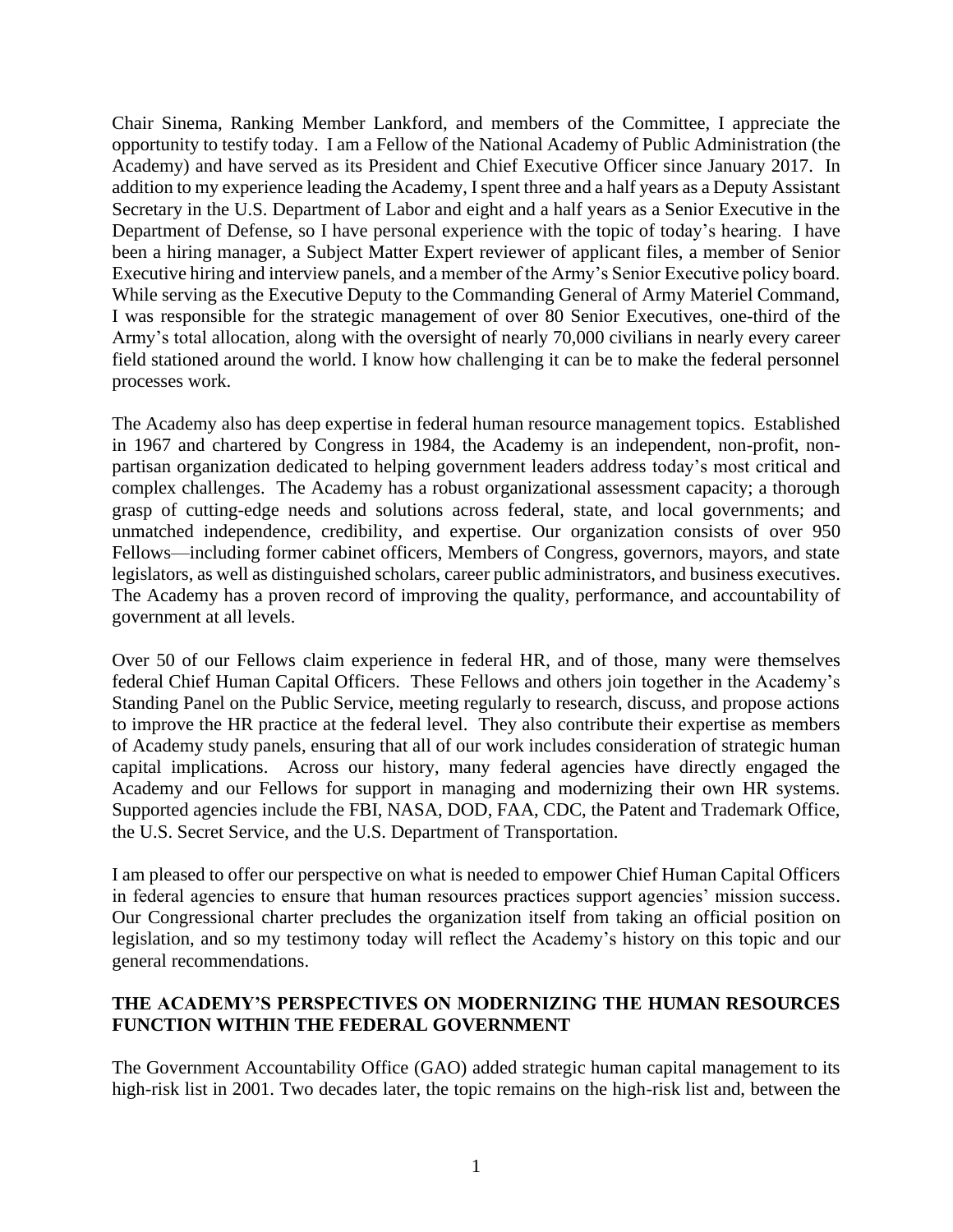Chair Sinema, Ranking Member Lankford, and members of the Committee, I appreciate the opportunity to testify today. I am a Fellow of the National Academy of Public Administration (the Academy) and have served as its President and Chief Executive Officer since January 2017. In addition to my experience leading the Academy, I spent three and a half years as a Deputy Assistant Secretary in the U.S. Department of Labor and eight and a half years as a Senior Executive in the Department of Defense, so I have personal experience with the topic of today's hearing. I have been a hiring manager, a Subject Matter Expert reviewer of applicant files, a member of Senior Executive hiring and interview panels, and a member of the Army's Senior Executive policy board. While serving as the Executive Deputy to the Commanding General of Army Materiel Command, I was responsible for the strategic management of over 80 Senior Executives, one-third of the Army's total allocation, along with the oversight of nearly 70,000 civilians in nearly every career field stationed around the world. I know how challenging it can be to make the federal personnel processes work.

The Academy also has deep expertise in federal human resource management topics. Established in 1967 and chartered by Congress in 1984, the Academy is an independent, non-profit, non-partisan organization dedicated to helping government leaders address today's most critical and complex challenges. The Academy has a robust organizational assessment capacity; a thorough grasp of cutting-edge needs and solutions across federal, state, and local governments; and unmatched independence, credibility, and expertise. Our organization consists of over 950 Fellows—including former cabinet officers, Members of Congress, governors, mayors, and state legislators, as well as distinguished scholars, career public administrators, and business executives. The Academy has a proven record of improving the quality, performance, and accountability of government at all levels.

Over 50 of our Fellows claim experience in federal HR, and of those, many were themselves federal Chief Human Capital Officers. These Fellows and others join together in the Academy's Standing Panel on the Public Service, meeting regularly to research, discuss, and propose actions to improve the HR practice at the federal level. They also contribute their expertise as members of Academy study panels, ensuring that all of our work includes consideration of strategic human capital implications. Across our history, many federal agencies have directly engaged the Academy and our Fellows for support in managing and modernizing their own HR systems. Supported agencies include the FBI, NASA, DOD, FAA, CDC, the Patent and Trademark Office, the U.S. Secret Service, and the U.S. Department of Transportation.

I am pleased to offer our perspective on what is needed to empower Chief Human Capital Officers in federal agencies to ensure that human resources practices support agencies' mission success. Our Congressional charter precludes the organization itself from taking an official position on legislation, and so my testimony today will reflect the Academy's history on this topic and our general recommendations.

## THE ACADEMY'S PERSPECTIVES ON MODERNIZING THE HUMAN RESOURCES FUNCTION WITHIN THE FEDERAL GOVERNMENT

The Government Accountability Office (GAO) added strategic human capital management to its high-risk list in 2001. Two decades later, the topic remains on the high-risk list and, between the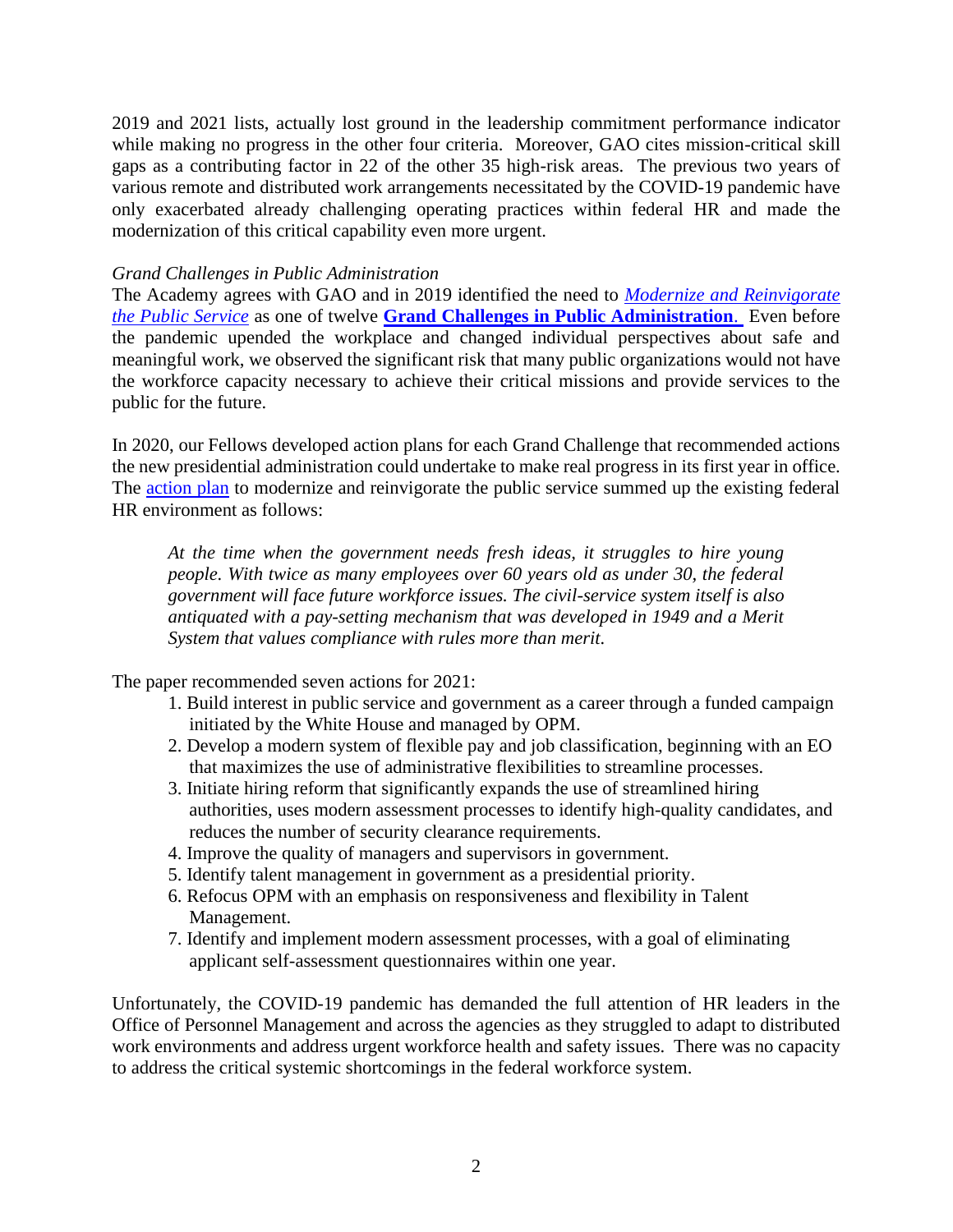2019 and 2021 lists, actually lost ground in the leadership commitment performance indicator while making no progress in the other four criteria. Moreover, GAO cites mission-critical skill gaps as a contributing factor in 22 of the other 35 high-risk areas. The previous two years of various remote and distributed work arrangements necessitated by the COVID-19 pandemic have only exacerbated already challenging operating practices within federal HR and made the modernization of this critical capability even more urgent.

*Grand Challenges in Public Administration*

The Academy agrees with GAO and in 2019 identified the need to *Modernize and Reinvigorate the Public Service* as one of twelve **Grand Challenges in Public Administration**. Even before the pandemic upended the workplace and changed individual perspectives about safe and meaningful work, we observed the significant risk that many public organizations would not have the workforce capacity necessary to achieve their critical missions and provide services to the public for the future.

In 2020, our Fellows developed action plans for each Grand Challenge that recommended actions the new presidential administration could undertake to make real progress in its first year in office. The action plan to modernize and reinvigorate the public service summed up the existing federal HR environment as follows:

> *At the time when the government needs fresh ideas, it struggles to hire young people. With twice as many employees over 60 years old as under 30, the federal government will face future workforce issues. The civil-service system itself is also antiquated with a pay-setting mechanism that was developed in 1949 and a Merit System that values compliance with rules more than merit.*

The paper recommended seven actions for 2021:

1. Build interest in public service and government as a career through a funded campaign initiated by the White House and managed by OPM.
2. Develop a modern system of flexible pay and job classification, beginning with an EO that maximizes the use of administrative flexibilities to streamline processes.
3. Initiate hiring reform that significantly expands the use of streamlined hiring authorities, uses modern assessment processes to identify high-quality candidates, and reduces the number of security clearance requirements.
4. Improve the quality of managers and supervisors in government.
5. Identify talent management in government as a presidential priority.
6. Refocus OPM with an emphasis on responsiveness and flexibility in Talent Management.
7. Identify and implement modern assessment processes, with a goal of eliminating applicant self-assessment questionnaires within one year.

Unfortunately, the COVID-19 pandemic has demanded the full attention of HR leaders in the Office of Personnel Management and across the agencies as they struggled to adapt to distributed work environments and address urgent workforce health and safety issues. There was no capacity to address the critical systemic shortcomings in the federal workforce system.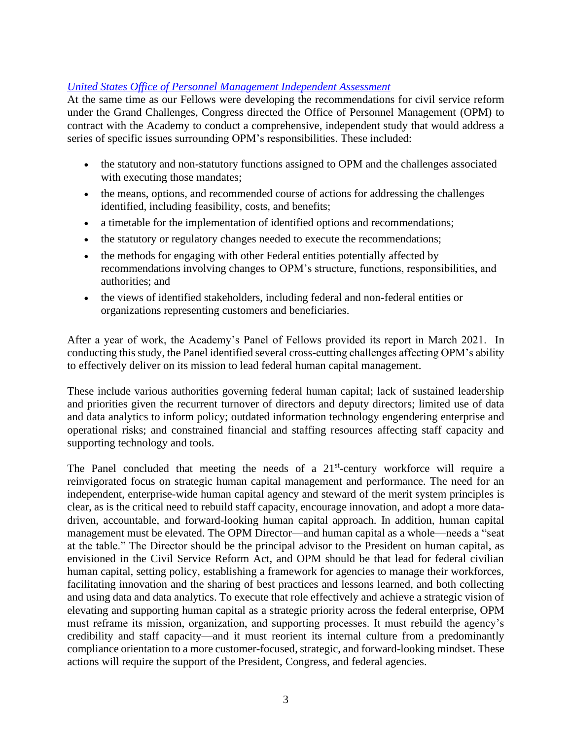*[United States Office of Personnel Management Independent Assessment](#)*

At the same time as our Fellows were developing the recommendations for civil service reform under the Grand Challenges, Congress directed the Office of Personnel Management (OPM) to contract with the Academy to conduct a comprehensive, independent study that would address a series of specific issues surrounding OPM's responsibilities. These included:

- the statutory and non-statutory functions assigned to OPM and the challenges associated with executing those mandates;
- the means, options, and recommended course of actions for addressing the challenges identified, including feasibility, costs, and benefits;
- a timetable for the implementation of identified options and recommendations;
- the statutory or regulatory changes needed to execute the recommendations;
- the methods for engaging with other Federal entities potentially affected by recommendations involving changes to OPM's structure, functions, responsibilities, and authorities; and
- the views of identified stakeholders, including federal and non-federal entities or organizations representing customers and beneficiaries.

After a year of work, the Academy's Panel of Fellows provided its report in March 2021. In conducting this study, the Panel identified several cross-cutting challenges affecting OPM's ability to effectively deliver on its mission to lead federal human capital management.

These include various authorities governing federal human capital; lack of sustained leadership and priorities given the recurrent turnover of directors and deputy directors; limited use of data and data analytics to inform policy; outdated information technology engendering enterprise and operational risks; and constrained financial and staffing resources affecting staff capacity and supporting technology and tools.

The Panel concluded that meeting the needs of a 21st-century workforce will require a reinvigorated focus on strategic human capital management and performance. The need for an independent, enterprise-wide human capital agency and steward of the merit system principles is clear, as is the critical need to rebuild staff capacity, encourage innovation, and adopt a more data-driven, accountable, and forward-looking human capital approach. In addition, human capital management must be elevated. The OPM Director—and human capital as a whole—needs a "seat at the table." The Director should be the principal advisor to the President on human capital, as envisioned in the Civil Service Reform Act, and OPM should be that lead for federal civilian human capital, setting policy, establishing a framework for agencies to manage their workforces, facilitating innovation and the sharing of best practices and lessons learned, and both collecting and using data and data analytics. To execute that role effectively and achieve a strategic vision of elevating and supporting human capital as a strategic priority across the federal enterprise, OPM must reframe its mission, organization, and supporting processes. It must rebuild the agency's credibility and staff capacity—and it must reorient its internal culture from a predominantly compliance orientation to a more customer-focused, strategic, and forward-looking mindset. These actions will require the support of the President, Congress, and federal agencies.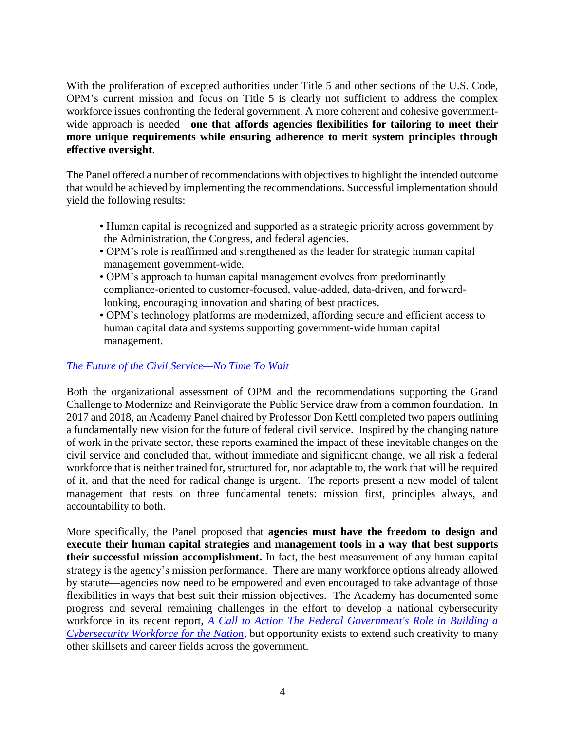With the proliferation of excepted authorities under Title 5 and other sections of the U.S. Code, OPM's current mission and focus on Title 5 is clearly not sufficient to address the complex workforce issues confronting the federal government. A more coherent and cohesive government-wide approach is needed—**one that affords agencies flexibilities for tailoring to meet their more unique requirements while ensuring adherence to merit system principles through effective oversight**.

The Panel offered a number of recommendations with objectives to highlight the intended outcome that would be achieved by implementing the recommendations. Successful implementation should yield the following results:

- Human capital is recognized and supported as a strategic priority across government by the Administration, the Congress, and federal agencies.
- OPM's role is reaffirmed and strengthened as the leader for strategic human capital management government-wide.
- OPM's approach to human capital management evolves from predominantly compliance-oriented to customer-focused, value-added, data-driven, and forward-looking, encouraging innovation and sharing of best practices.
- OPM's technology platforms are modernized, affording secure and efficient access to human capital data and systems supporting government-wide human capital management.

*The Future of the Civil Service—No Time To Wait*

Both the organizational assessment of OPM and the recommendations supporting the Grand Challenge to Modernize and Reinvigorate the Public Service draw from a common foundation. In 2017 and 2018, an Academy Panel chaired by Professor Don Kettl completed two papers outlining a fundamentally new vision for the future of federal civil service. Inspired by the changing nature of work in the private sector, these reports examined the impact of these inevitable changes on the civil service and concluded that, without immediate and significant change, we all risk a federal workforce that is neither trained for, structured for, nor adaptable to, the work that will be required of it, and that the need for radical change is urgent. The reports present a new model of talent management that rests on three fundamental tenets: mission first, principles always, and accountability to both.

More specifically, the Panel proposed that **agencies must have the freedom to design and execute their human capital strategies and management tools in a way that best supports their successful mission accomplishment.** In fact, the best measurement of any human capital strategy is the agency's mission performance. There are many workforce options already allowed by statute—agencies now need to be empowered and even encouraged to take advantage of those flexibilities in ways that best suit their mission objectives. The Academy has documented some progress and several remaining challenges in the effort to develop a national cybersecurity workforce in its recent report, *A Call to Action The Federal Government's Role in Building a Cybersecurity Workforce for the Nation*, but opportunity exists to extend such creativity to many other skillsets and career fields across the government.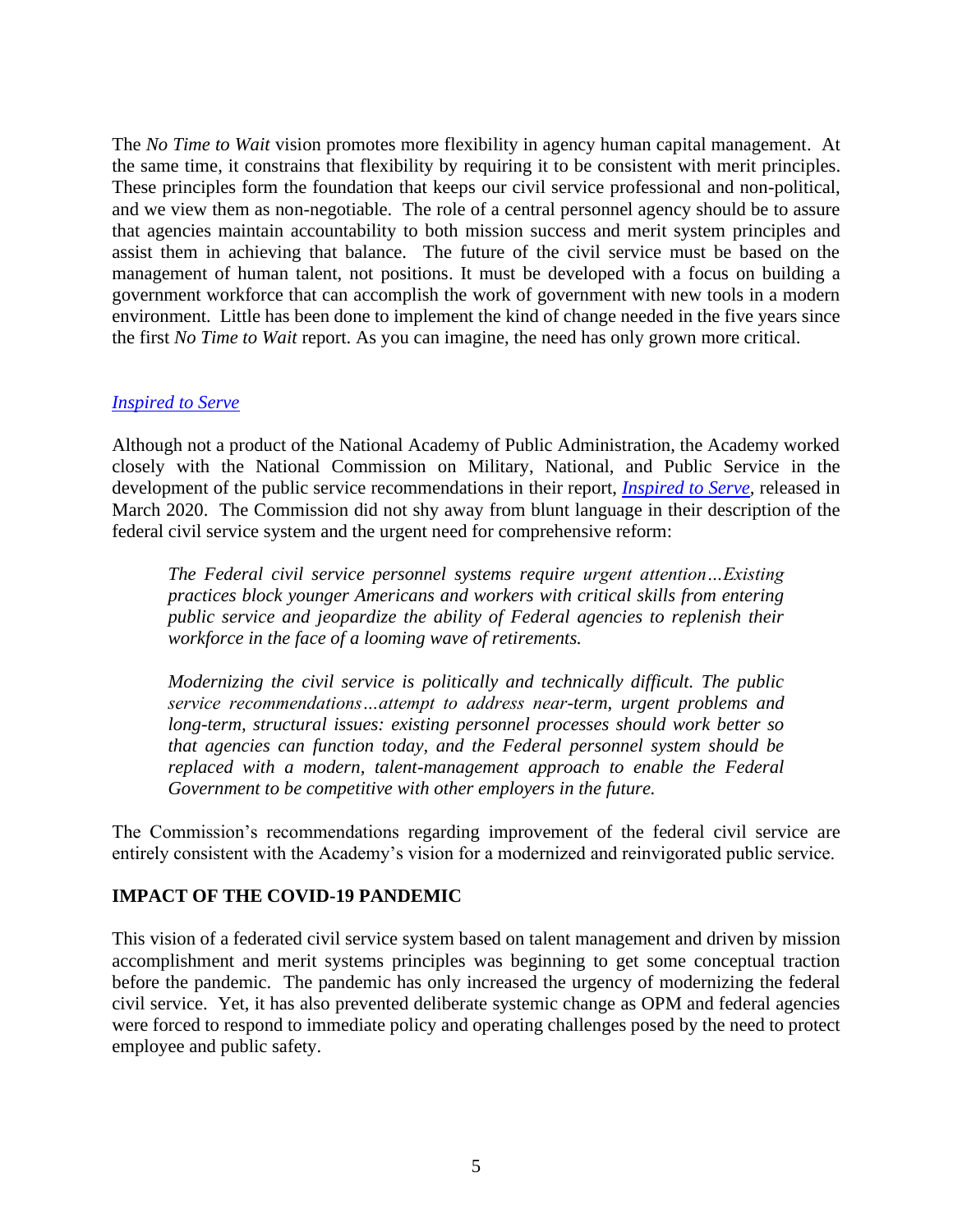The *No Time to Wait* vision promotes more flexibility in agency human capital management. At the same time, it constrains that flexibility by requiring it to be consistent with merit principles. These principles form the foundation that keeps our civil service professional and non-political, and we view them as non-negotiable. The role of a central personnel agency should be to assure that agencies maintain accountability to both mission success and merit system principles and assist them in achieving that balance. The future of the civil service must be based on the management of human talent, not positions. It must be developed with a focus on building a government workforce that can accomplish the work of government with new tools in a modern environment. Little has been done to implement the kind of change needed in the five years since the first *No Time to Wait* report. As you can imagine, the need has only grown more critical.

### *Inspired to Serve*

Although not a product of the National Academy of Public Administration, the Academy worked closely with the National Commission on Military, National, and Public Service in the development of the public service recommendations in their report, *Inspired to Serve*, released in March 2020. The Commission did not shy away from blunt language in their description of the federal civil service system and the urgent need for comprehensive reform:

> *The Federal civil service personnel systems require urgent attention…Existing practices block younger Americans and workers with critical skills from entering public service and jeopardize the ability of Federal agencies to replenish their workforce in the face of a looming wave of retirements.*
>
> *Modernizing the civil service is politically and technically difficult. The public service recommendations…attempt to address near-term, urgent problems and long-term, structural issues: existing personnel processes should work better so that agencies can function today, and the Federal personnel system should be replaced with a modern, talent-management approach to enable the Federal Government to be competitive with other employers in the future.*

The Commission's recommendations regarding improvement of the federal civil service are entirely consistent with the Academy's vision for a modernized and reinvigorated public service.

## IMPACT OF THE COVID-19 PANDEMIC

This vision of a federated civil service system based on talent management and driven by mission accomplishment and merit systems principles was beginning to get some conceptual traction before the pandemic. The pandemic has only increased the urgency of modernizing the federal civil service. Yet, it has also prevented deliberate systemic change as OPM and federal agencies were forced to respond to immediate policy and operating challenges posed by the need to protect employee and public safety.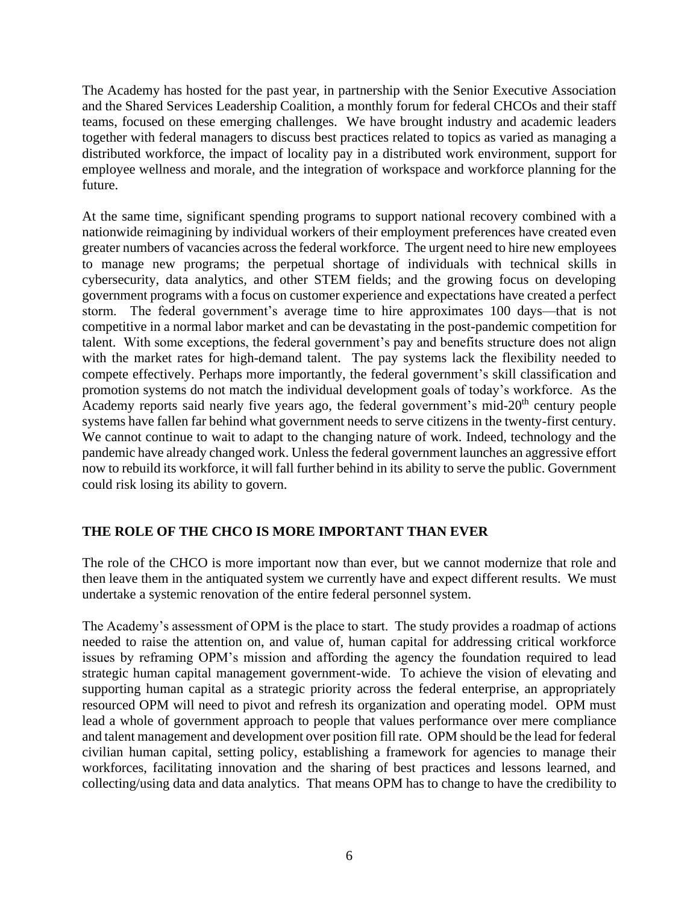The Academy has hosted for the past year, in partnership with the Senior Executive Association and the Shared Services Leadership Coalition, a monthly forum for federal CHCOs and their staff teams, focused on these emerging challenges. We have brought industry and academic leaders together with federal managers to discuss best practices related to topics as varied as managing a distributed workforce, the impact of locality pay in a distributed work environment, support for employee wellness and morale, and the integration of workspace and workforce planning for the future.

At the same time, significant spending programs to support national recovery combined with a nationwide reimagining by individual workers of their employment preferences have created even greater numbers of vacancies across the federal workforce. The urgent need to hire new employees to manage new programs; the perpetual shortage of individuals with technical skills in cybersecurity, data analytics, and other STEM fields; and the growing focus on developing government programs with a focus on customer experience and expectations have created a perfect storm. The federal government's average time to hire approximates 100 days—that is not competitive in a normal labor market and can be devastating in the post-pandemic competition for talent. With some exceptions, the federal government's pay and benefits structure does not align with the market rates for high-demand talent. The pay systems lack the flexibility needed to compete effectively. Perhaps more importantly, the federal government's skill classification and promotion systems do not match the individual development goals of today's workforce. As the Academy reports said nearly five years ago, the federal government's mid-20th century people systems have fallen far behind what government needs to serve citizens in the twenty-first century. We cannot continue to wait to adapt to the changing nature of work. Indeed, technology and the pandemic have already changed work. Unless the federal government launches an aggressive effort now to rebuild its workforce, it will fall further behind in its ability to serve the public. Government could risk losing its ability to govern.

## THE ROLE OF THE CHCO IS MORE IMPORTANT THAN EVER

The role of the CHCO is more important now than ever, but we cannot modernize that role and then leave them in the antiquated system we currently have and expect different results. We must undertake a systemic renovation of the entire federal personnel system.

The Academy's assessment of OPM is the place to start. The study provides a roadmap of actions needed to raise the attention on, and value of, human capital for addressing critical workforce issues by reframing OPM's mission and affording the agency the foundation required to lead strategic human capital management government-wide. To achieve the vision of elevating and supporting human capital as a strategic priority across the federal enterprise, an appropriately resourced OPM will need to pivot and refresh its organization and operating model. OPM must lead a whole of government approach to people that values performance over mere compliance and talent management and development over position fill rate. OPM should be the lead for federal civilian human capital, setting policy, establishing a framework for agencies to manage their workforces, facilitating innovation and the sharing of best practices and lessons learned, and collecting/using data and data analytics. That means OPM has to change to have the credibility to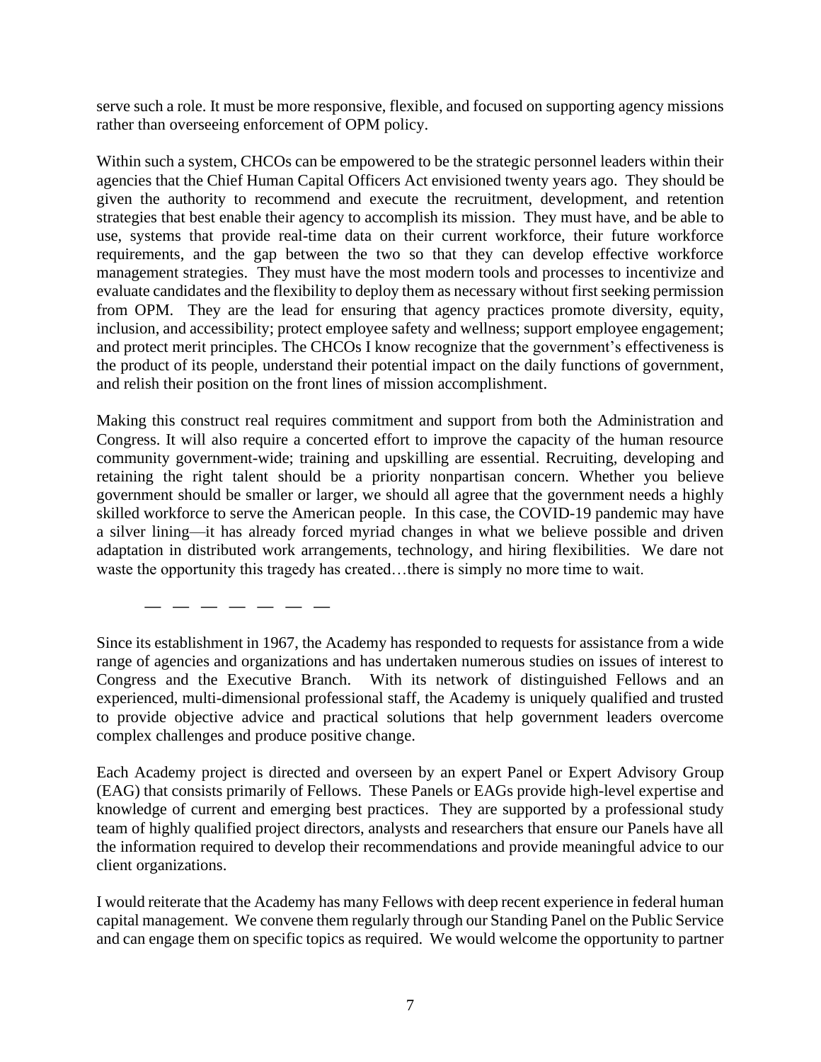serve such a role. It must be more responsive, flexible, and focused on supporting agency missions rather than overseeing enforcement of OPM policy.

Within such a system, CHCOs can be empowered to be the strategic personnel leaders within their agencies that the Chief Human Capital Officers Act envisioned twenty years ago. They should be given the authority to recommend and execute the recruitment, development, and retention strategies that best enable their agency to accomplish its mission. They must have, and be able to use, systems that provide real-time data on their current workforce, their future workforce requirements, and the gap between the two so that they can develop effective workforce management strategies. They must have the most modern tools and processes to incentivize and evaluate candidates and the flexibility to deploy them as necessary without first seeking permission from OPM. They are the lead for ensuring that agency practices promote diversity, equity, inclusion, and accessibility; protect employee safety and wellness; support employee engagement; and protect merit principles. The CHCOs I know recognize that the government's effectiveness is the product of its people, understand their potential impact on the daily functions of government, and relish their position on the front lines of mission accomplishment.

Making this construct real requires commitment and support from both the Administration and Congress. It will also require a concerted effort to improve the capacity of the human resource community government-wide; training and upskilling are essential. Recruiting, developing and retaining the right talent should be a priority nonpartisan concern. Whether you believe government should be smaller or larger, we should all agree that the government needs a highly skilled workforce to serve the American people. In this case, the COVID-19 pandemic may have a silver lining—it has already forced myriad changes in what we believe possible and driven adaptation in distributed work arrangements, technology, and hiring flexibilities. We dare not waste the opportunity this tragedy has created…there is simply no more time to wait.

— — — — — — —

Since its establishment in 1967, the Academy has responded to requests for assistance from a wide range of agencies and organizations and has undertaken numerous studies on issues of interest to Congress and the Executive Branch. With its network of distinguished Fellows and an experienced, multi-dimensional professional staff, the Academy is uniquely qualified and trusted to provide objective advice and practical solutions that help government leaders overcome complex challenges and produce positive change.

Each Academy project is directed and overseen by an expert Panel or Expert Advisory Group (EAG) that consists primarily of Fellows. These Panels or EAGs provide high-level expertise and knowledge of current and emerging best practices. They are supported by a professional study team of highly qualified project directors, analysts and researchers that ensure our Panels have all the information required to develop their recommendations and provide meaningful advice to our client organizations.

I would reiterate that the Academy has many Fellows with deep recent experience in federal human capital management. We convene them regularly through our Standing Panel on the Public Service and can engage them on specific topics as required. We would welcome the opportunity to partner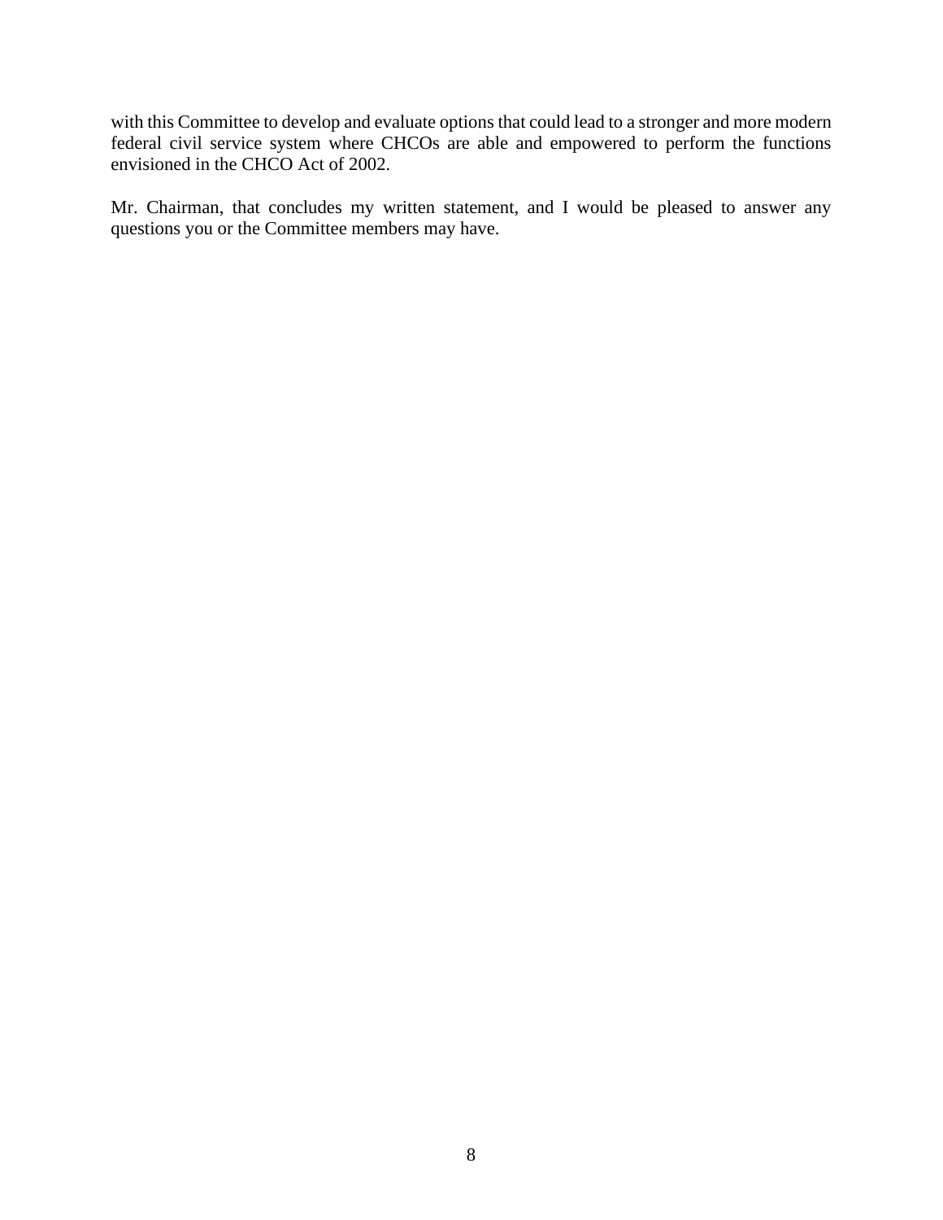with this Committee to develop and evaluate options that could lead to a stronger and more modern federal civil service system where CHCOs are able and empowered to perform the functions envisioned in the CHCO Act of 2002.

Mr. Chairman, that concludes my written statement, and I would be pleased to answer any questions you or the Committee members may have.